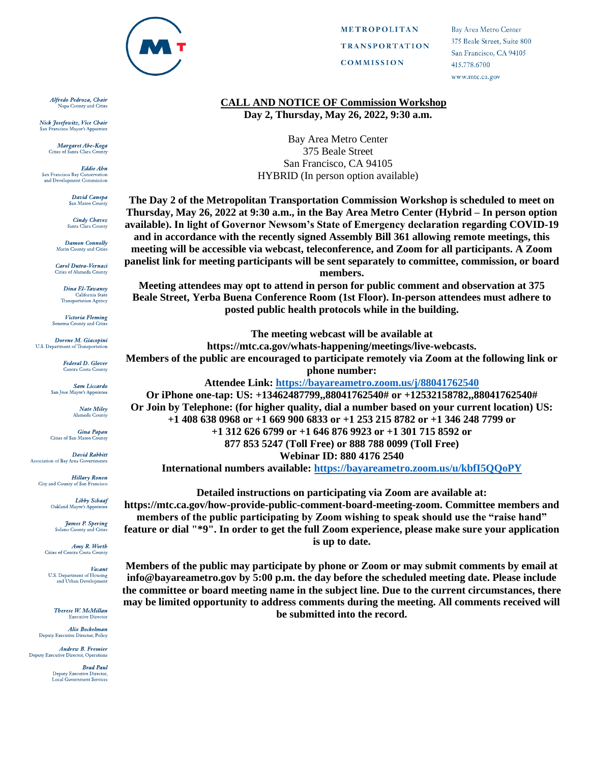METROPOLITAN TRANSPORTATION COMMISSION

Bay Area Metro Center
375 Beale Street, Suite 800
San Francisco, CA 94105
415.778.6700
www.mtc.ca.gov

*Alfredo Pedroza, Chair*
Napa County and Cities

*Nick Josefowitz, Vice Chair*
San Francisco Mayor's Appointee

*Margaret Abe-Koga*
Cities of Santa Clara County

*Eddie Ahn*
San Francisco Bay Conservation and Development Commission

*David Canepa*
San Mateo County

*Cindy Chavez*
Santa Clara County

*Damon Connolly*
Marin County and Cities

*Carol Dutra-Vernaci*
Cities of Alameda County

*Dina El-Tawansy*
California State Transportation Agency

*Victoria Fleming*
Sonoma County and Cities

*Dorene M. Giacopini*
U.S. Department of Transportation

*Federal D. Glover*
Contra Costa County

*Sam Liccardo*
San Jose Mayor's Appointee

*Nate Miley*
Alameda County

*Gina Papan*
Cities of San Mateo County

*David Rabbitt*
Association of Bay Area Governments

*Hillary Ronen*
City and County of San Francisco

*Libby Schaaf*
Oakland Mayor's Appointee

*James P. Spering*
Solano County and Cities

*Amy R. Worth*
Cities of Contra Costa County

*Vacant*
U.S. Department of Housing and Urban Development

*Therese W. McMillan*
Executive Director

*Alix Bockelman*
Deputy Executive Director, Policy

*Andrew B. Fremier*
Deputy Executive Director, Operations

*Brad Paul*
Deputy Executive Director, Local Government Services

**CALL AND NOTICE OF Commission Workshop**
**Day 2, Thursday, May 26, 2022, 9:30 a.m.**

Bay Area Metro Center
375 Beale Street
San Francisco, CA 94105
HYBRID (In person option available)

**The Day 2 of the Metropolitan Transportation Commission Workshop is scheduled to meet on Thursday, May 26, 2022 at 9:30 a.m., in the Bay Area Metro Center (Hybrid – In person option available). In light of Governor Newsom's State of Emergency declaration regarding COVID-19 and in accordance with the recently signed Assembly Bill 361 allowing remote meetings, this meeting will be accessible via webcast, teleconference, and Zoom for all participants. A Zoom panelist link for meeting participants will be sent separately to committee, commission, or board members.**

**Meeting attendees may opt to attend in person for public comment and observation at 375 Beale Street, Yerba Buena Conference Room (1st Floor). In-person attendees must adhere to posted public health protocols while in the building.**

**The meeting webcast will be available at https://mtc.ca.gov/whats-happening/meetings/live-webcasts.**
**Members of the public are encouraged to participate remotely via Zoom at the following link or phone number:**
**Attendee Link: https://bayareametro.zoom.us/j/88041762540**
**Or iPhone one-tap: US: +13462487799,,88041762540# or +12532158782,,88041762540#**
**Or Join by Telephone: (for higher quality, dial a number based on your current location) US: +1 408 638 0968 or +1 669 900 6833 or +1 253 215 8782 or +1 346 248 7799 or +1 312 626 6799 or +1 646 876 9923 or +1 301 715 8592 or 877 853 5247 (Toll Free) or 888 788 0099 (Toll Free)**
**Webinar ID: 880 4176 2540**
**International numbers available: https://bayareametro.zoom.us/u/kbfI5QQoPY**

**Detailed instructions on participating via Zoom are available at: https://mtc.ca.gov/how-provide-public-comment-board-meeting-zoom. Committee members and members of the public participating by Zoom wishing to speak should use the "raise hand" feature or dial "*9". In order to get the full Zoom experience, please make sure your application is up to date.**

**Members of the public may participate by phone or Zoom or may submit comments by email at info@bayareametro.gov by 5:00 p.m. the day before the scheduled meeting date. Please include the committee or board meeting name in the subject line. Due to the current circumstances, there may be limited opportunity to address comments during the meeting. All comments received will be submitted into the record.**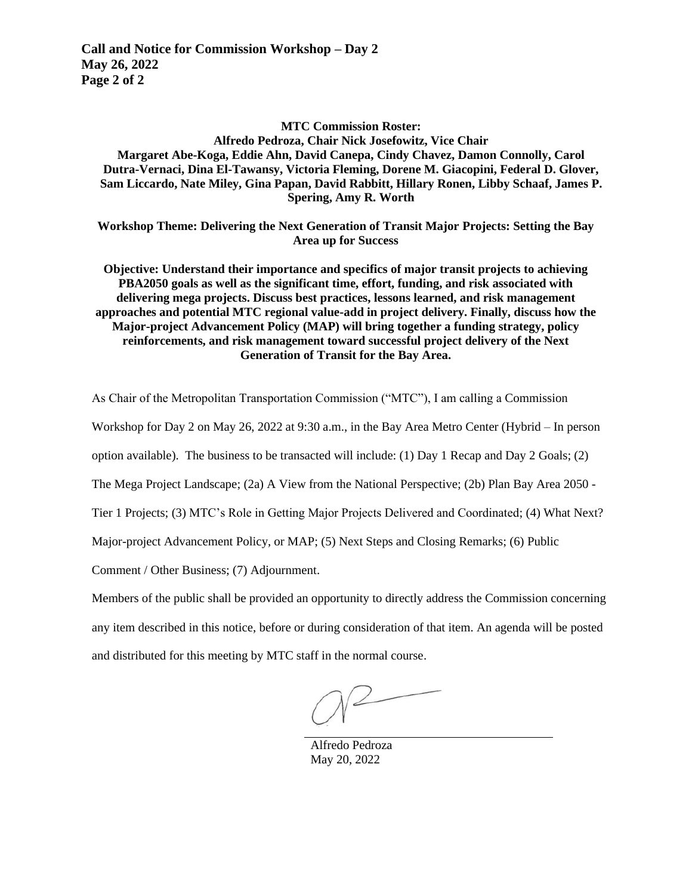**MTC Commission Roster:**
**Alfredo Pedroza, Chair Nick Josefowitz, Vice Chair**
**Margaret Abe-Koga, Eddie Ahn, David Canepa, Cindy Chavez, Damon Connolly, Carol Dutra-Vernaci, Dina El-Tawansy, Victoria Fleming, Dorene M. Giacopini, Federal D. Glover, Sam Liccardo, Nate Miley, Gina Papan, David Rabbitt, Hillary Ronen, Libby Schaaf, James P. Spering, Amy R. Worth**

**Workshop Theme: Delivering the Next Generation of Transit Major Projects: Setting the Bay Area up for Success**

**Objective: Understand their importance and specifics of major transit projects to achieving PBA2050 goals as well as the significant time, effort, funding, and risk associated with delivering mega projects. Discuss best practices, lessons learned, and risk management approaches and potential MTC regional value-add in project delivery. Finally, discuss how the Major-project Advancement Policy (MAP) will bring together a funding strategy, policy reinforcements, and risk management toward successful project delivery of the Next Generation of Transit for the Bay Area.**

As Chair of the Metropolitan Transportation Commission ("MTC"), I am calling a Commission Workshop for Day 2 on May 26, 2022 at 9:30 a.m., in the Bay Area Metro Center (Hybrid – In person option available). The business to be transacted will include: (1) Day 1 Recap and Day 2 Goals; (2) The Mega Project Landscape; (2a) A View from the National Perspective; (2b) Plan Bay Area 2050 - Tier 1 Projects; (3) MTC's Role in Getting Major Projects Delivered and Coordinated; (4) What Next? Major-project Advancement Policy, or MAP; (5) Next Steps and Closing Remarks; (6) Public Comment / Other Business; (7) Adjournment.

Members of the public shall be provided an opportunity to directly address the Commission concerning any item described in this notice, before or during consideration of that item. An agenda will be posted and distributed for this meeting by MTC staff in the normal course.

Alfredo Pedroza
May 20, 2022